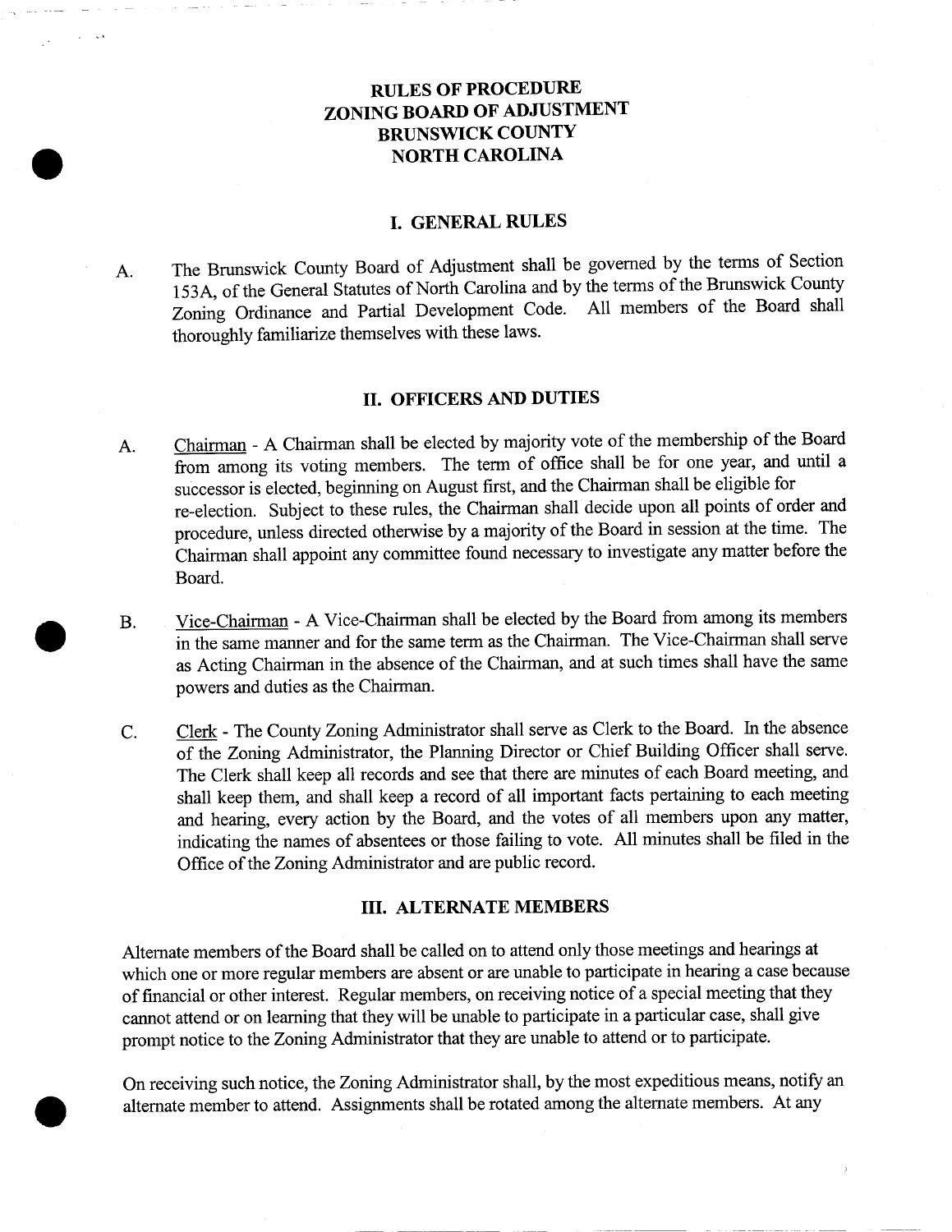# RULES OF PROCEDURE
# ZONING BOARD OF ADJUSTMENT
# BRUNSWICK COUNTY
# NORTH CAROLINA

## I. GENERAL RULES

A. The Brunswick County Board of Adjustment shall be governed by the terms of Section 153A, of the General Statutes of North Carolina and by the terms of the Brunswick County Zoning Ordinance and Partial Development Code. All members of the Board shall thoroughly familiarize themselves with these laws.

## II. OFFICERS AND DUTIES

A. Chairman - A Chairman shall be elected by majority vote of the membership of the Board from among its voting members. The term of office shall be for one year, and until a successor is elected, beginning on August first, and the Chairman shall be eligible for re-election. Subject to these rules, the Chairman shall decide upon all points of order and procedure, unless directed otherwise by a majority of the Board in session at the time. The Chairman shall appoint any committee found necessary to investigate any matter before the Board.

B. Vice-Chairman - A Vice-Chairman shall be elected by the Board from among its members in the same manner and for the same term as the Chairman. The Vice-Chairman shall serve as Acting Chairman in the absence of the Chairman, and at such times shall have the same powers and duties as the Chairman.

C. Clerk - The County Zoning Administrator shall serve as Clerk to the Board. In the absence of the Zoning Administrator, the Planning Director or Chief Building Officer shall serve. The Clerk shall keep all records and see that there are minutes of each Board meeting, and shall keep them, and shall keep a record of all important facts pertaining to each meeting and hearing, every action by the Board, and the votes of all members upon any matter, indicating the names of absentees or those failing to vote. All minutes shall be filed in the Office of the Zoning Administrator and are public record.

## III. ALTERNATE MEMBERS

Alternate members of the Board shall be called on to attend only those meetings and hearings at which one or more regular members are absent or are unable to participate in hearing a case because of financial or other interest. Regular members, on receiving notice of a special meeting that they cannot attend or on learning that they will be unable to participate in a particular case, shall give prompt notice to the Zoning Administrator that they are unable to attend or to participate.

On receiving such notice, the Zoning Administrator shall, by the most expeditious means, notify an alternate member to attend. Assignments shall be rotated among the alternate members. At any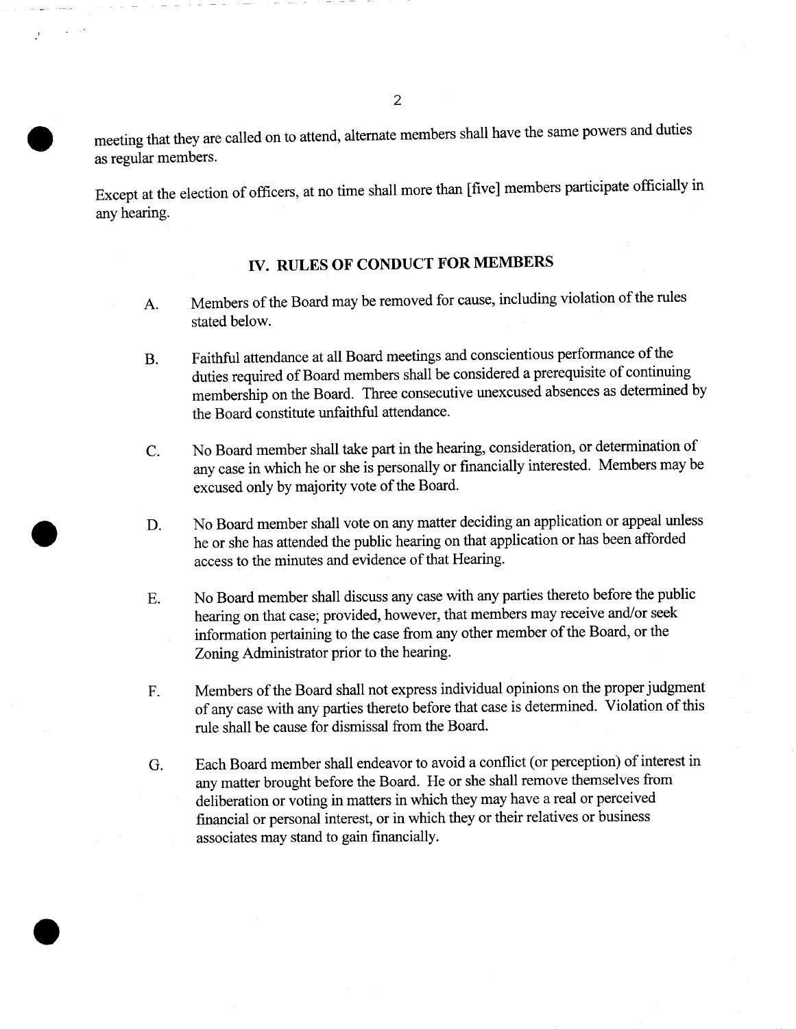meeting that they are called on to attend, alternate members shall have the same powers and duties as regular members.

Except at the election of officers, at no time shall more than [five] members participate officially in any hearing.

## IV. RULES OF CONDUCT FOR MEMBERS

A. Members of the Board may be removed for cause, including violation of the rules stated below.

B. Faithful attendance at all Board meetings and conscientious performance of the duties required of Board members shall be considered a prerequisite of continuing membership on the Board. Three consecutive unexcused absences as determined by the Board constitute unfaithful attendance.

C. No Board member shall take part in the hearing, consideration, or determination of any case in which he or she is personally or financially interested. Members may be excused only by majority vote of the Board.

D. No Board member shall vote on any matter deciding an application or appeal unless he or she has attended the public hearing on that application or has been afforded access to the minutes and evidence of that Hearing.

E. No Board member shall discuss any case with any parties thereto before the public hearing on that case; provided, however, that members may receive and/or seek information pertaining to the case from any other member of the Board, or the Zoning Administrator prior to the hearing.

F. Members of the Board shall not express individual opinions on the proper judgment of any case with any parties thereto before that case is determined. Violation of this rule shall be cause for dismissal from the Board.

G. Each Board member shall endeavor to avoid a conflict (or perception) of interest in any matter brought before the Board. He or she shall remove themselves from deliberation or voting in matters in which they may have a real or perceived financial or personal interest, or in which they or their relatives or business associates may stand to gain financially.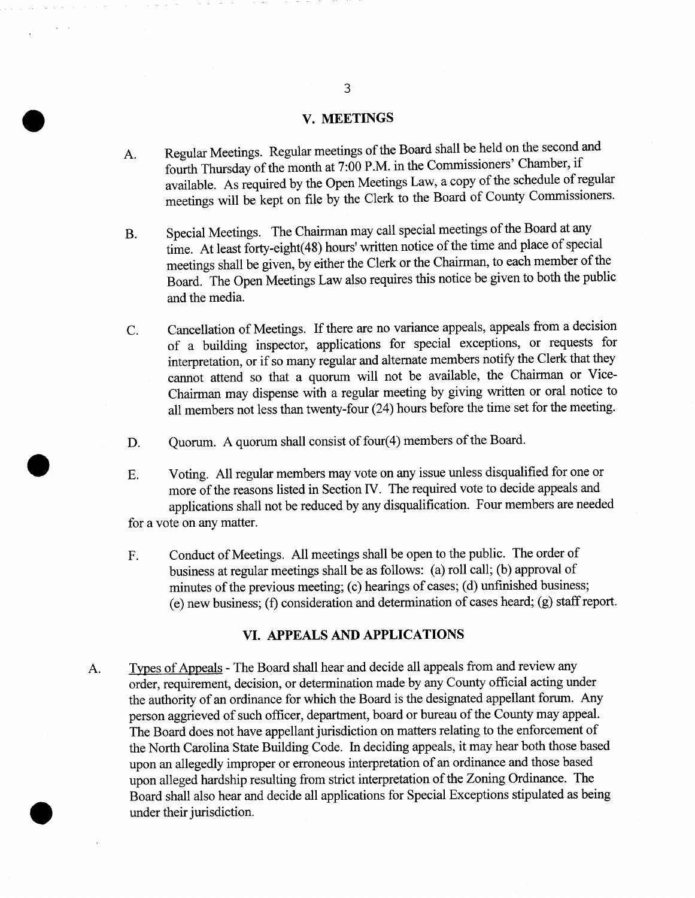## V. MEETINGS

A. Regular Meetings. Regular meetings of the Board shall be held on the second and fourth Thursday of the month at 7:00 P.M. in the Commissioners' Chamber, if available. As required by the Open Meetings Law, a copy of the schedule of regular meetings will be kept on file by the Clerk to the Board of County Commissioners.

B. Special Meetings. The Chairman may call special meetings of the Board at any time. At least forty-eight(48) hours' written notice of the time and place of special meetings shall be given, by either the Clerk or the Chairman, to each member of the Board. The Open Meetings Law also requires this notice be given to both the public and the media.

C. Cancellation of Meetings. If there are no variance appeals, appeals from a decision of a building inspector, applications for special exceptions, or requests for interpretation, or if so many regular and alternate members notify the Clerk that they cannot attend so that a quorum will not be available, the Chairman or Vice-Chairman may dispense with a regular meeting by giving written or oral notice to all members not less than twenty-four (24) hours before the time set for the meeting.

D. Quorum. A quorum shall consist of four(4) members of the Board.

E. Voting. All regular members may vote on any issue unless disqualified for one or more of the reasons listed in Section IV. The required vote to decide appeals and applications shall not be reduced by any disqualification. Four members are needed for a vote on any matter.

F. Conduct of Meetings. All meetings shall be open to the public. The order of business at regular meetings shall be as follows: (a) roll call; (b) approval of minutes of the previous meeting; (c) hearings of cases; (d) unfinished business; (e) new business; (f) consideration and determination of cases heard; (g) staff report.

## VI. APPEALS AND APPLICATIONS

A. Types of Appeals - The Board shall hear and decide all appeals from and review any order, requirement, decision, or determination made by any County official acting under the authority of an ordinance for which the Board is the designated appellant forum. Any person aggrieved of such officer, department, board or bureau of the County may appeal. The Board does not have appellant jurisdiction on matters relating to the enforcement of the North Carolina State Building Code. In deciding appeals, it may hear both those based upon an allegedly improper or erroneous interpretation of an ordinance and those based upon alleged hardship resulting from strict interpretation of the Zoning Ordinance. The Board shall also hear and decide all applications for Special Exceptions stipulated as being under their jurisdiction.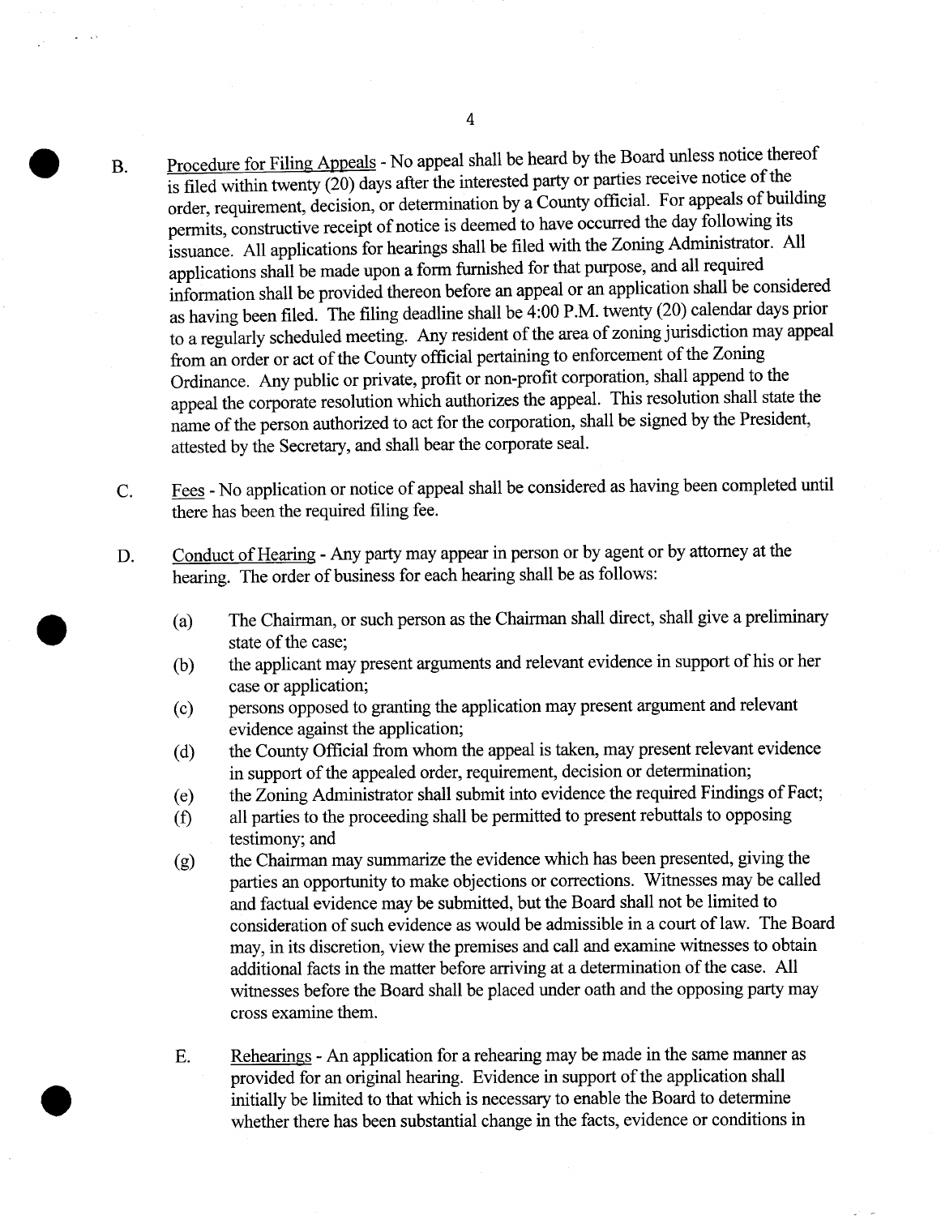B. Procedure for Filing Appeals - No appeal shall be heard by the Board unless notice thereof is filed within twenty (20) days after the interested party or parties receive notice of the order, requirement, decision, or determination by a County official. For appeals of building permits, constructive receipt of notice is deemed to have occurred the day following its issuance. All applications for hearings shall be filed with the Zoning Administrator. All applications shall be made upon a form furnished for that purpose, and all required information shall be provided thereon before an appeal or an application shall be considered as having been filed. The filing deadline shall be 4:00 P.M. twenty (20) calendar days prior to a regularly scheduled meeting. Any resident of the area of zoning jurisdiction may appeal from an order or act of the County official pertaining to enforcement of the Zoning Ordinance. Any public or private, profit or non-profit corporation, shall append to the appeal the corporate resolution which authorizes the appeal. This resolution shall state the name of the person authorized to act for the corporation, shall be signed by the President, attested by the Secretary, and shall bear the corporate seal.

C. Fees - No application or notice of appeal shall be considered as having been completed until there has been the required filing fee.

D. Conduct of Hearing - Any party may appear in person or by agent or by attorney at the hearing. The order of business for each hearing shall be as follows:

(a) The Chairman, or such person as the Chairman shall direct, shall give a preliminary state of the case;

(b) the applicant may present arguments and relevant evidence in support of his or her case or application;

(c) persons opposed to granting the application may present argument and relevant evidence against the application;

(d) the County Official from whom the appeal is taken, may present relevant evidence in support of the appealed order, requirement, decision or determination;

(e) the Zoning Administrator shall submit into evidence the required Findings of Fact;

(f) all parties to the proceeding shall be permitted to present rebuttals to opposing testimony; and

(g) the Chairman may summarize the evidence which has been presented, giving the parties an opportunity to make objections or corrections. Witnesses may be called and factual evidence may be submitted, but the Board shall not be limited to consideration of such evidence as would be admissible in a court of law. The Board may, in its discretion, view the premises and call and examine witnesses to obtain additional facts in the matter before arriving at a determination of the case. All witnesses before the Board shall be placed under oath and the opposing party may cross examine them.

E. Rehearings - An application for a rehearing may be made in the same manner as provided for an original hearing. Evidence in support of the application shall initially be limited to that which is necessary to enable the Board to determine whether there has been substantial change in the facts, evidence or conditions in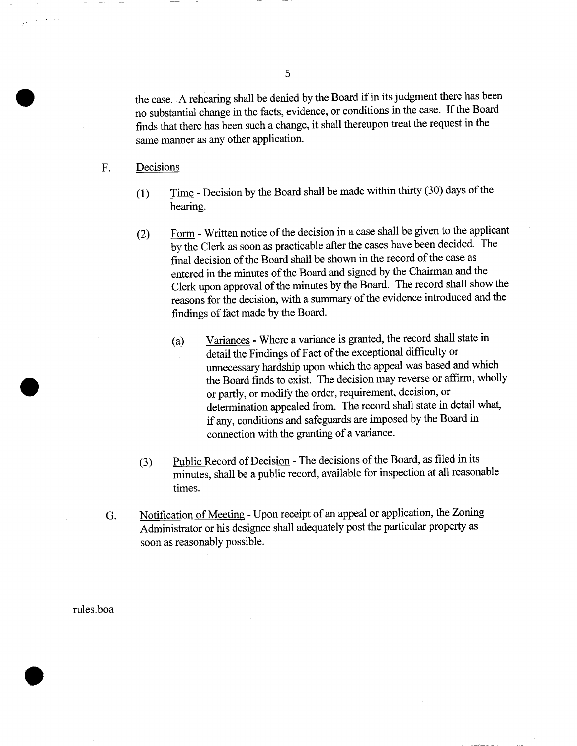the case. A rehearing shall be denied by the Board if in its judgment there has been no substantial change in the facts, evidence, or conditions in the case. If the Board finds that there has been such a change, it shall thereupon treat the request in the same manner as any other application.

F. Decisions

(1) Time - Decision by the Board shall be made within thirty (30) days of the hearing.

(2) Form - Written notice of the decision in a case shall be given to the applicant by the Clerk as soon as practicable after the cases have been decided. The final decision of the Board shall be shown in the record of the case as entered in the minutes of the Board and signed by the Chairman and the Clerk upon approval of the minutes by the Board. The record shall show the reasons for the decision, with a summary of the evidence introduced and the findings of fact made by the Board.

(a) Variances - Where a variance is granted, the record shall state in detail the Findings of Fact of the exceptional difficulty or unnecessary hardship upon which the appeal was based and which the Board finds to exist. The decision may reverse or affirm, wholly or partly, or modify the order, requirement, decision, or determination appealed from. The record shall state in detail what, if any, conditions and safeguards are imposed by the Board in connection with the granting of a variance.

(3) Public Record of Decision - The decisions of the Board, as filed in its minutes, shall be a public record, available for inspection at all reasonable times.

G. Notification of Meeting - Upon receipt of an appeal or application, the Zoning Administrator or his designee shall adequately post the particular property as soon as reasonably possible.

rules.boa